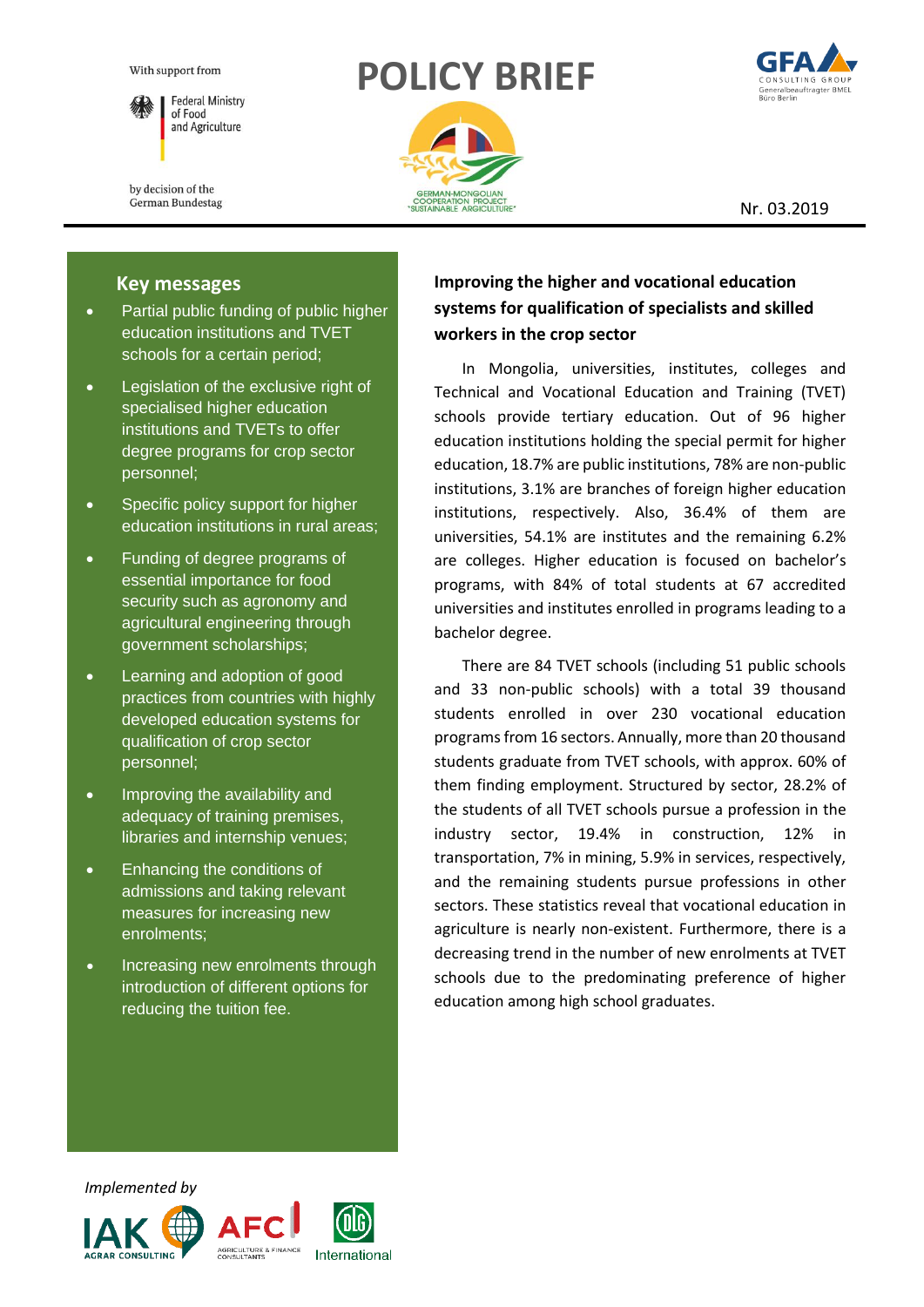With support from

Federal Ministry of Food and Agriculture

by decision of the German Bundestag

# POLICY BRIEF

GERMAN-MONGOLIAN COOPERATION PROJECT "SUSTAINABLE AGRICULTURE"

GFA CONSULTING GROUP
Generalbeauftragter BMEL
Büro Berlin

Nr. 03.2019

## Key messages

- Partial public funding of public higher education institutions and TVET schools for a certain period;
- Legislation of the exclusive right of specialised higher education institutions and TVETs to offer degree programs for crop sector personnel;
- Specific policy support for higher education institutions in rural areas;
- Funding of degree programs of essential importance for food security such as agronomy and agricultural engineering through government scholarships;
- Learning and adoption of good practices from countries with highly developed education systems for qualification of crop sector personnel;
- Improving the availability and adequacy of training premises, libraries and internship venues;
- Enhancing the conditions of admissions and taking relevant measures for increasing new enrolments;
- Increasing new enrolments through introduction of different options for reducing the tuition fee.

## Improving the higher and vocational education systems for qualification of specialists and skilled workers in the crop sector

In Mongolia, universities, institutes, colleges and Technical and Vocational Education and Training (TVET) schools provide tertiary education. Out of 96 higher education institutions holding the special permit for higher education, 18.7% are public institutions, 78% are non-public institutions, 3.1% are branches of foreign higher education institutions, respectively. Also, 36.4% of them are universities, 54.1% are institutes and the remaining 6.2% are colleges. Higher education is focused on bachelor's programs, with 84% of total students at 67 accredited universities and institutes enrolled in programs leading to a bachelor degree.

There are 84 TVET schools (including 51 public schools and 33 non-public schools) with a total 39 thousand students enrolled in over 230 vocational education programs from 16 sectors. Annually, more than 20 thousand students graduate from TVET schools, with approx. 60% of them finding employment. Structured by sector, 28.2% of the students of all TVET schools pursue a profession in the industry sector, 19.4% in construction, 12% in transportation, 7% in mining, 5.9% in services, respectively, and the remaining students pursue professions in other sectors. These statistics reveal that vocational education in agriculture is nearly non-existent. Furthermore, there is a decreasing trend in the number of new enrolments at TVET schools due to the predominating preference of higher education among high school graduates.

*Implemented by*

IAK AGRAR CONSULTING · AFC AGRICULTURE & FINANCE CONSULTANTS · DLG International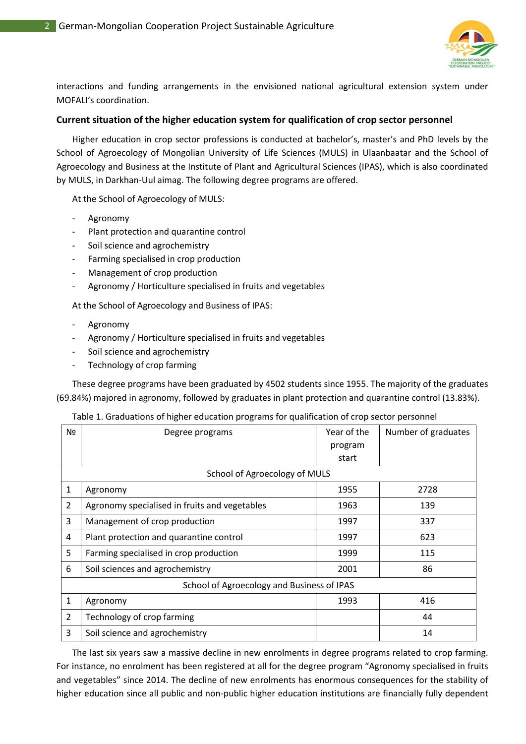interactions and funding arrangements in the envisioned national agricultural extension system under MOFALI's coordination.

### Current situation of the higher education system for qualification of crop sector personnel

Higher education in crop sector professions is conducted at bachelor's, master's and PhD levels by the School of Agroecology of Mongolian University of Life Sciences (MULS) in Ulaanbaatar and the School of Agroecology and Business at the Institute of Plant and Agricultural Sciences (IPAS), which is also coordinated by MULS, in Darkhan-Uul aimag. The following degree programs are offered.

At the School of Agroecology of MULS:

- Agronomy
- Plant protection and quarantine control
- Soil science and agrochemistry
- Farming specialised in crop production
- Management of crop production
- Agronomy / Horticulture specialised in fruits and vegetables

At the School of Agroecology and Business of IPAS:

- Agronomy
- Agronomy / Horticulture specialised in fruits and vegetables
- Soil science and agrochemistry
- Technology of crop farming

These degree programs have been graduated by 4502 students since 1955. The majority of the graduates (69.84%) majored in agronomy, followed by graduates in plant protection and quarantine control (13.83%).

Table 1. Graduations of higher education programs for qualification of crop sector personnel

| № | Degree programs | Year of the program start | Number of graduates |
|---|---|---|---|
| School of Agroecology of MULS | | | |
| 1 | Agronomy | 1955 | 2728 |
| 2 | Agronomy specialised in fruits and vegetables | 1963 | 139 |
| 3 | Management of crop production | 1997 | 337 |
| 4 | Plant protection and quarantine control | 1997 | 623 |
| 5 | Farming specialised in crop production | 1999 | 115 |
| 6 | Soil sciences and agrochemistry | 2001 | 86 |
| School of Agroecology and Business of IPAS | | | |
| 1 | Agronomy | 1993 | 416 |
| 2 | Technology of crop farming | | 44 |
| 3 | Soil science and agrochemistry | | 14 |

The last six years saw a massive decline in new enrolments in degree programs related to crop farming. For instance, no enrolment has been registered at all for the degree program "Agronomy specialised in fruits and vegetables" since 2014. The decline of new enrolments has enormous consequences for the stability of higher education since all public and non-public higher education institutions are financially fully dependent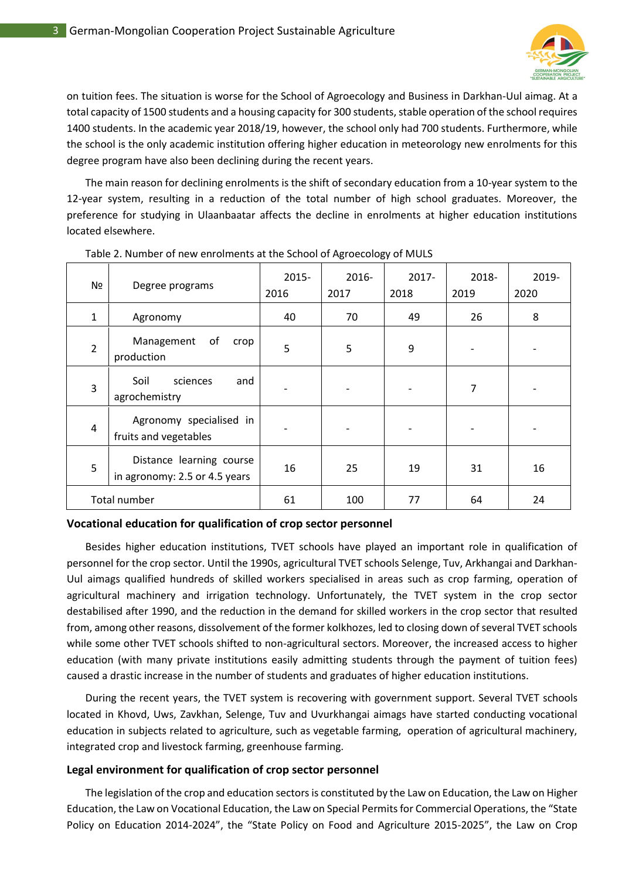on tuition fees. The situation is worse for the School of Agroecology and Business in Darkhan-Uul aimag. At a total capacity of 1500 students and a housing capacity for 300 students, stable operation of the school requires 1400 students. In the academic year 2018/19, however, the school only had 700 students. Furthermore, while the school is the only academic institution offering higher education in meteorology new enrolments for this degree program have also been declining during the recent years.

The main reason for declining enrolments is the shift of secondary education from a 10-year system to the 12-year system, resulting in a reduction of the total number of high school graduates. Moreover, the preference for studying in Ulaanbaatar affects the decline in enrolments at higher education institutions located elsewhere.

Table 2. Number of new enrolments at the School of Agroecology of MULS

| № | Degree programs | 2015-2016 | 2016-2017 | 2017-2018 | 2018-2019 | 2019-2020 |
|---|---|---|---|---|---|---|
| 1 | Agronomy | 40 | 70 | 49 | 26 | 8 |
| 2 | Management of crop production | 5 | 5 | 9 | - | - |
| 3 | Soil sciences and agrochemistry | - | - | - | 7 | - |
| 4 | Agronomy specialised in fruits and vegetables | - | - | - | - | - |
| 5 | Distance learning course in agronomy: 2.5 or 4.5 years | 16 | 25 | 19 | 31 | 16 |
| Total number | | 61 | 100 | 77 | 64 | 24 |

### Vocational education for qualification of crop sector personnel

Besides higher education institutions, TVET schools have played an important role in qualification of personnel for the crop sector. Until the 1990s, agricultural TVET schools Selenge, Tuv, Arkhangai and Darkhan-Uul aimags qualified hundreds of skilled workers specialised in areas such as crop farming, operation of agricultural machinery and irrigation technology. Unfortunately, the TVET system in the crop sector destabilised after 1990, and the reduction in the demand for skilled workers in the crop sector that resulted from, among other reasons, dissolvement of the former kolkhozes, led to closing down of several TVET schools while some other TVET schools shifted to non-agricultural sectors. Moreover, the increased access to higher education (with many private institutions easily admitting students through the payment of tuition fees) caused a drastic increase in the number of students and graduates of higher education institutions.

During the recent years, the TVET system is recovering with government support. Several TVET schools located in Khovd, Uws, Zavkhan, Selenge, Tuv and Uvurkhangai aimags have started conducting vocational education in subjects related to agriculture, such as vegetable farming, operation of agricultural machinery, integrated crop and livestock farming, greenhouse farming.

### Legal environment for qualification of crop sector personnel

The legislation of the crop and education sectors is constituted by the Law on Education, the Law on Higher Education, the Law on Vocational Education, the Law on Special Permits for Commercial Operations, the "State Policy on Education 2014-2024", the "State Policy on Food and Agriculture 2015-2025", the Law on Crop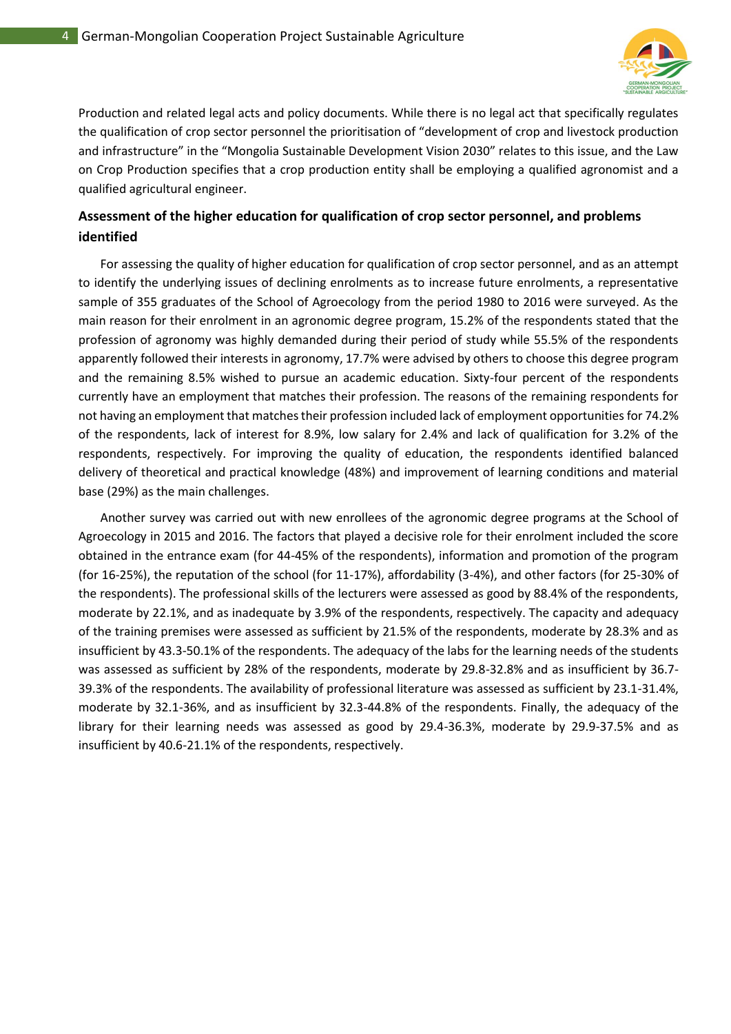Production and related legal acts and policy documents. While there is no legal act that specifically regulates the qualification of crop sector personnel the prioritisation of “development of crop and livestock production and infrastructure” in the “Mongolia Sustainable Development Vision 2030” relates to this issue, and the Law on Crop Production specifies that a crop production entity shall be employing a qualified agronomist and a qualified agricultural engineer.

### Assessment of the higher education for qualification of crop sector personnel, and problems identified

For assessing the quality of higher education for qualification of crop sector personnel, and as an attempt to identify the underlying issues of declining enrolments as to increase future enrolments, a representative sample of 355 graduates of the School of Agroecology from the period 1980 to 2016 were surveyed. As the main reason for their enrolment in an agronomic degree program, 15.2% of the respondents stated that the profession of agronomy was highly demanded during their period of study while 55.5% of the respondents apparently followed their interests in agronomy, 17.7% were advised by others to choose this degree program and the remaining 8.5% wished to pursue an academic education. Sixty-four percent of the respondents currently have an employment that matches their profession. The reasons of the remaining respondents for not having an employment that matches their profession included lack of employment opportunities for 74.2% of the respondents, lack of interest for 8.9%, low salary for 2.4% and lack of qualification for 3.2% of the respondents, respectively. For improving the quality of education, the respondents identified balanced delivery of theoretical and practical knowledge (48%) and improvement of learning conditions and material base (29%) as the main challenges.

Another survey was carried out with new enrollees of the agronomic degree programs at the School of Agroecology in 2015 and 2016. The factors that played a decisive role for their enrolment included the score obtained in the entrance exam (for 44-45% of the respondents), information and promotion of the program (for 16-25%), the reputation of the school (for 11-17%), affordability (3-4%), and other factors (for 25-30% of the respondents). The professional skills of the lecturers were assessed as good by 88.4% of the respondents, moderate by 22.1%, and as inadequate by 3.9% of the respondents, respectively. The capacity and adequacy of the training premises were assessed as sufficient by 21.5% of the respondents, moderate by 28.3% and as insufficient by 43.3-50.1% of the respondents. The adequacy of the labs for the learning needs of the students was assessed as sufficient by 28% of the respondents, moderate by 29.8-32.8% and as insufficient by 36.7-39.3% of the respondents. The availability of professional literature was assessed as sufficient by 23.1-31.4%, moderate by 32.1-36%, and as insufficient by 32.3-44.8% of the respondents. Finally, the adequacy of the library for their learning needs was assessed as good by 29.4-36.3%, moderate by 29.9-37.5% and as insufficient by 40.6-21.1% of the respondents, respectively.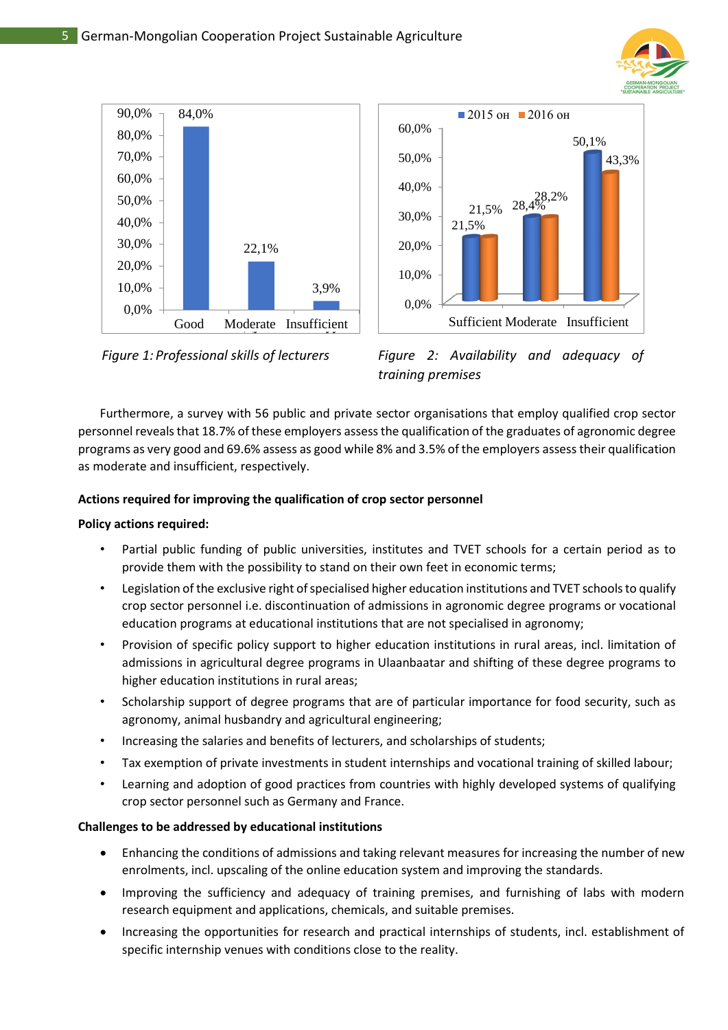| | Good | Moderate | Insufficient |
|---|---|---|---|
| Professional skills of lecturers | 84,0% | 22,1% | 3,9% |

*Figure 1: Professional skills of lecturers*

| | Sufficient | Moderate | Insufficient |
|---|---|---|---|
| 2015 он | 21,5% | 28,4% | 50,1% |
| 2016 он | 21,5% | 28,2% | 43,3% |

*Figure 2: Availability and adequacy of training premises*

Furthermore, a survey with 56 public and private sector organisations that employ qualified crop sector personnel reveals that 18.7% of these employers assess the qualification of the graduates of agronomic degree programs as very good and 69.6% assess as good while 8% and 3.5% of the employers assess their qualification as moderate and insufficient, respectively.

**Actions required for improving the qualification of crop sector personnel**

**Policy actions required:**

- Partial public funding of public universities, institutes and TVET schools for a certain period as to provide them with the possibility to stand on their own feet in economic terms;
- Legislation of the exclusive right of specialised higher education institutions and TVET schools to qualify crop sector personnel i.e. discontinuation of admissions in agronomic degree programs or vocational education programs at educational institutions that are not specialised in agronomy;
- Provision of specific policy support to higher education institutions in rural areas, incl. limitation of admissions in agricultural degree programs in Ulaanbaatar and shifting of these degree programs to higher education institutions in rural areas;
- Scholarship support of degree programs that are of particular importance for food security, such as agronomy, animal husbandry and agricultural engineering;
- Increasing the salaries and benefits of lecturers, and scholarships of students;
- Tax exemption of private investments in student internships and vocational training of skilled labour;
- Learning and adoption of good practices from countries with highly developed systems of qualifying crop sector personnel such as Germany and France.

**Challenges to be addressed by educational institutions**

- Enhancing the conditions of admissions and taking relevant measures for increasing the number of new enrolments, incl. upscaling of the online education system and improving the standards.
- Improving the sufficiency and adequacy of training premises, and furnishing of labs with modern research equipment and applications, chemicals, and suitable premises.
- Increasing the opportunities for research and practical internships of students, incl. establishment of specific internship venues with conditions close to the reality.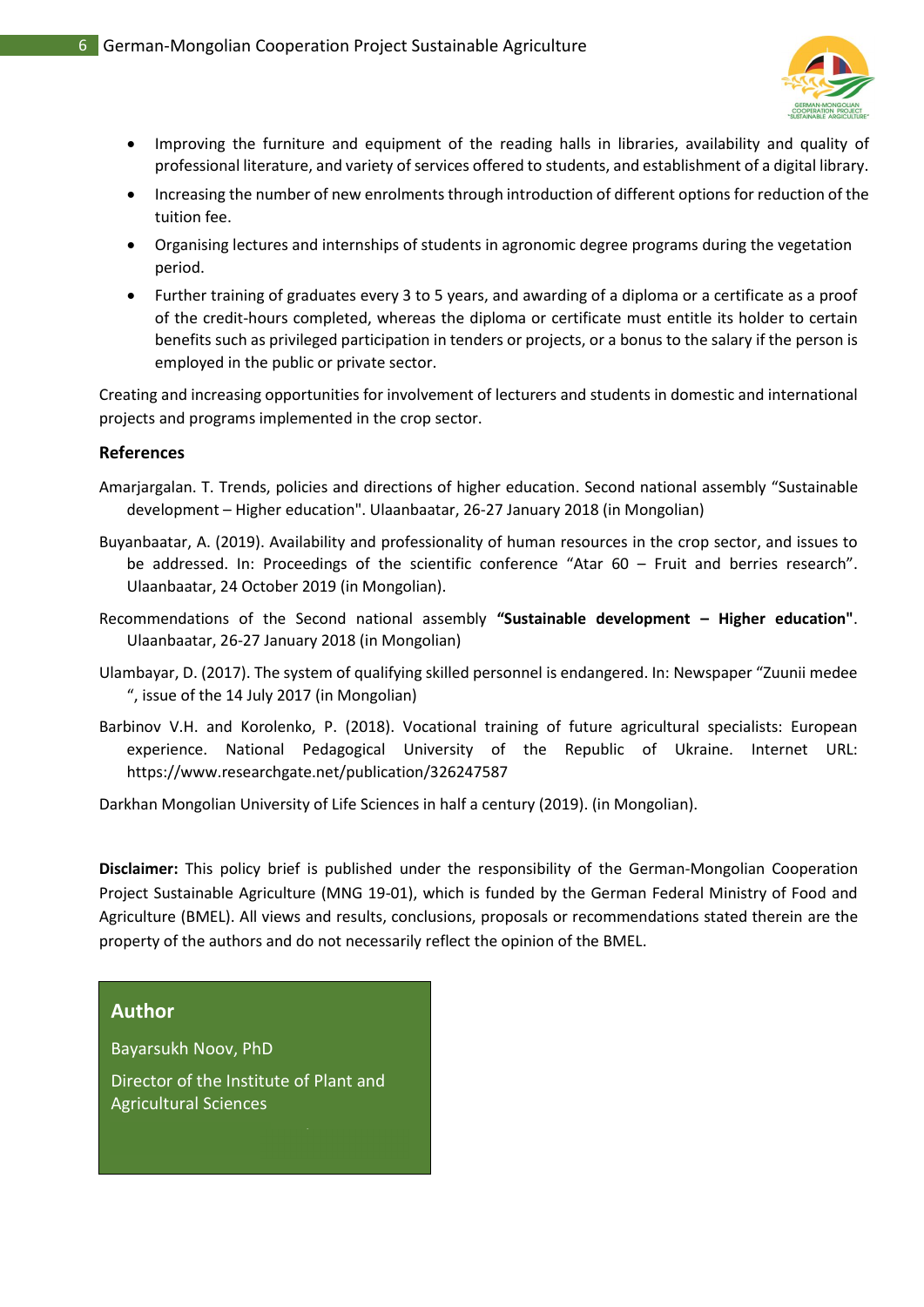- Improving the furniture and equipment of the reading halls in libraries, availability and quality of professional literature, and variety of services offered to students, and establishment of a digital library.
- Increasing the number of new enrolments through introduction of different options for reduction of the tuition fee.
- Organising lectures and internships of students in agronomic degree programs during the vegetation period.
- Further training of graduates every 3 to 5 years, and awarding of a diploma or a certificate as a proof of the credit-hours completed, whereas the diploma or certificate must entitle its holder to certain benefits such as privileged participation in tenders or projects, or a bonus to the salary if the person is employed in the public or private sector.

Creating and increasing opportunities for involvement of lecturers and students in domestic and international projects and programs implemented in the crop sector.

### References

Amarjargalan. T. Trends, policies and directions of higher education. Second national assembly “Sustainable development – Higher education". Ulaanbaatar, 26-27 January 2018 (in Mongolian)

Buyanbaatar, A. (2019). Availability and professionality of human resources in the crop sector, and issues to be addressed. In: Proceedings of the scientific conference “Atar 60 – Fruit and berries research”. Ulaanbaatar, 24 October 2019 (in Mongolian).

Recommendations of the Second national assembly **“Sustainable development – Higher education"**. Ulaanbaatar, 26-27 January 2018 (in Mongolian)

Ulambayar, D. (2017). The system of qualifying skilled personnel is endangered. In: Newspaper “Zuunii medee ”, issue of the 14 July 2017 (in Mongolian)

Barbinov V.H. and Korolenko, P. (2018). Vocational training of future agricultural specialists: European experience. National Pedagogical University of the Republic of Ukraine. Internet URL: https://www.researchgate.net/publication/326247587

Darkhan Mongolian University of Life Sciences in half a century (2019). (in Mongolian).

**Disclaimer:** This policy brief is published under the responsibility of the German-Mongolian Cooperation Project Sustainable Agriculture (MNG 19-01), which is funded by the German Federal Ministry of Food and Agriculture (BMEL). All views and results, conclusions, proposals or recommendations stated therein are the property of the authors and do not necessarily reflect the opinion of the BMEL.

### Author

Bayarsukh Noov, PhD

Director of the Institute of Plant and Agricultural Sciences